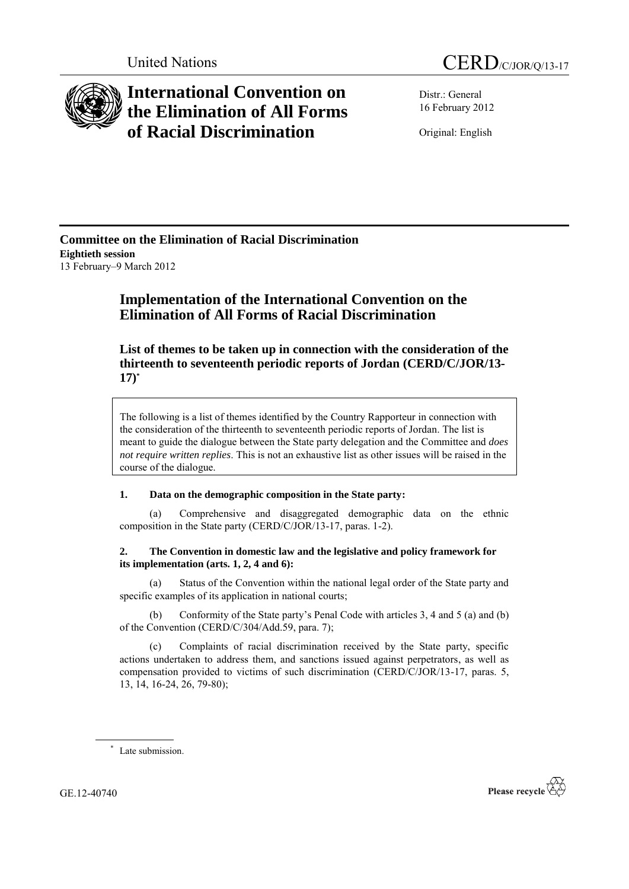United Nations

CERD/C/JOR/Q/13-17

# International Convention on the Elimination of All Forms of Racial Discrimination

Distr.: General
16 February 2012

Original: English

**Committee on the Elimination of Racial Discrimination**
**Eightieth session**
13 February–9 March 2012

## Implementation of the International Convention on the Elimination of All Forms of Racial Discrimination

### List of themes to be taken up in connection with the consideration of the thirteenth to seventeenth periodic reports of Jordan (CERD/C/JOR/13-17)*

The following is a list of themes identified by the Country Rapporteur in connection with the consideration of the thirteenth to seventeenth periodic reports of Jordan. The list is meant to guide the dialogue between the State party delegation and the Committee and *does not require written replies*. This is not an exhaustive list as other issues will be raised in the course of the dialogue.

**1. Data on the demographic composition in the State party:**

(a) Comprehensive and disaggregated demographic data on the ethnic composition in the State party (CERD/C/JOR/13-17, paras. 1-2).

**2. The Convention in domestic law and the legislative and policy framework for its implementation (arts. 1, 2, 4 and 6):**

(a) Status of the Convention within the national legal order of the State party and specific examples of its application in national courts;

(b) Conformity of the State party's Penal Code with articles 3, 4 and 5 (a) and (b) of the Convention (CERD/C/304/Add.59, para. 7);

(c) Complaints of racial discrimination received by the State party, specific actions undertaken to address them, and sanctions issued against perpetrators, as well as compensation provided to victims of such discrimination (CERD/C/JOR/13-17, paras. 5, 13, 14, 16-24, 26, 79-80);

\* Late submission.

GE.12-40740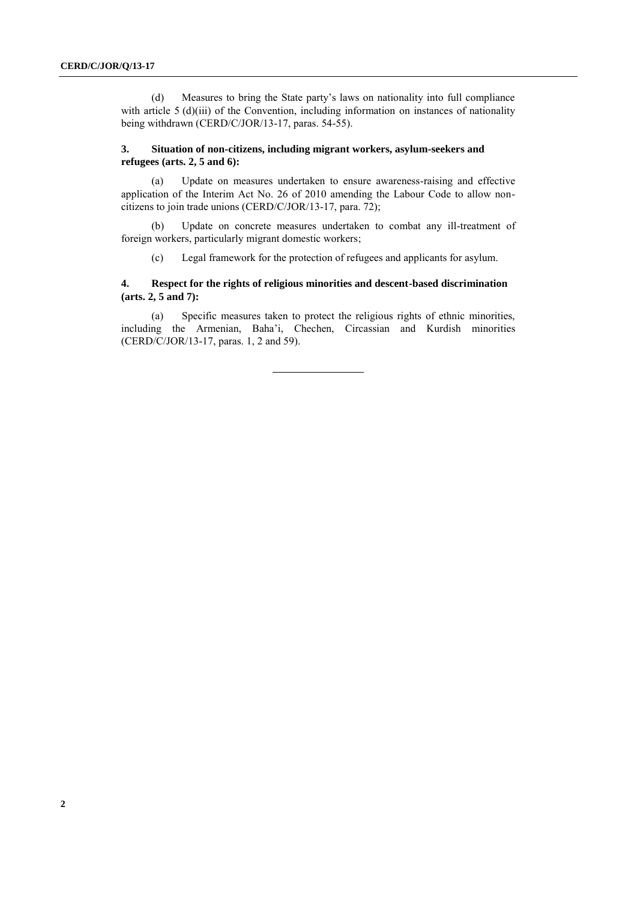(d) Measures to bring the State party's laws on nationality into full compliance with article 5 (d)(iii) of the Convention, including information on instances of nationality being withdrawn (CERD/C/JOR/13-17, paras. 54-55).

### 3. Situation of non-citizens, including migrant workers, asylum-seekers and refugees (arts. 2, 5 and 6):

(a) Update on measures undertaken to ensure awareness-raising and effective application of the Interim Act No. 26 of 2010 amending the Labour Code to allow non-citizens to join trade unions (CERD/C/JOR/13-17, para. 72);

(b) Update on concrete measures undertaken to combat any ill-treatment of foreign workers, particularly migrant domestic workers;

(c) Legal framework for the protection of refugees and applicants for asylum.

### 4. Respect for the rights of religious minorities and descent-based discrimination (arts. 2, 5 and 7):

(a) Specific measures taken to protect the religious rights of ethnic minorities, including the Armenian, Baha'i, Chechen, Circassian and Kurdish minorities (CERD/C/JOR/13-17, paras. 1, 2 and 59).